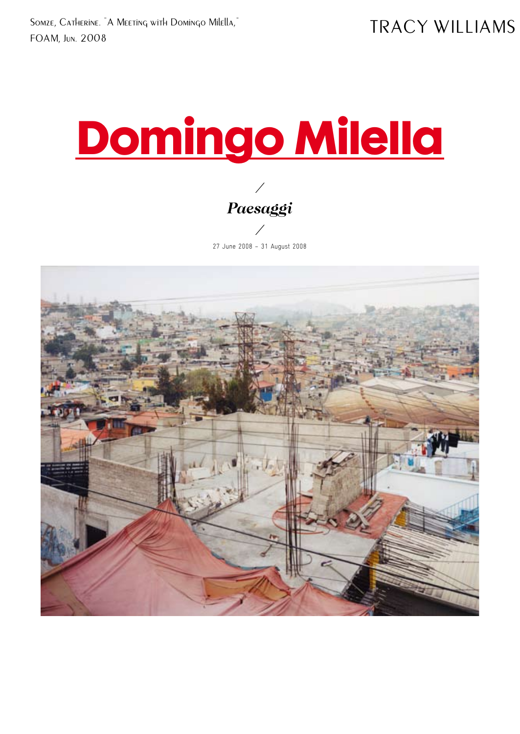Somze, Catherine. "A Meeting with Domingo Milella," FOAM, Jun. 2008

TRACY WILLIAMS

# Domingo Milella

/

*Paesaggi*

/

27 June 2008 – 31 August 2008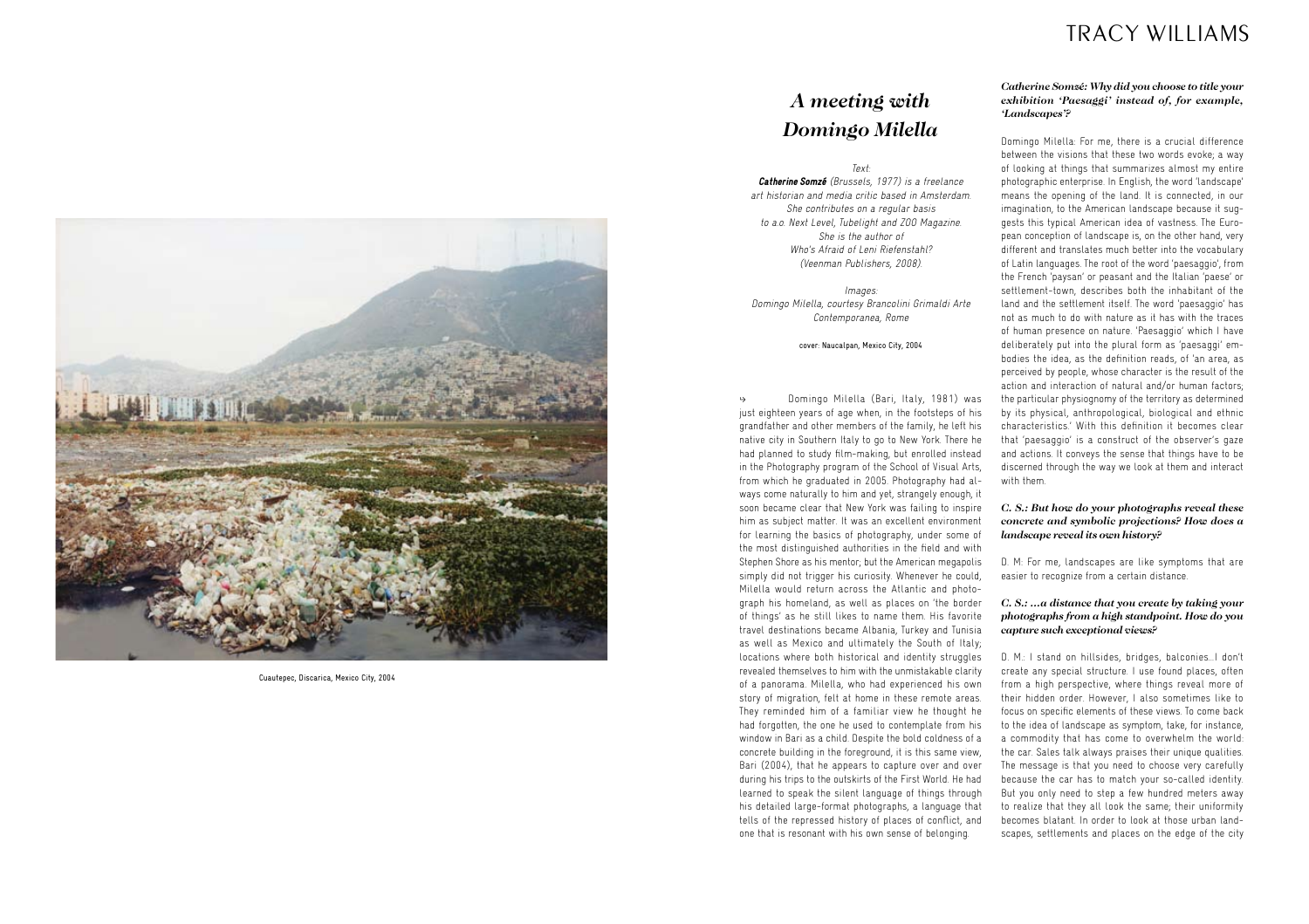# *A meeting with Domingo Milella*

*Text:*
***Catherine Somzé** (Brussels, 1977) is a freelance art historian and media critic based in Amsterdam. She contributes on a regular basis to a.o. Next Level, Tubelight and ZOO Magazine. She is the author of Who's Afraid of Leni Riefenstahl? (Veenman Publishers, 2008).*

*Images:*
*Domingo Milella, courtesy Brancolini Grimaldi Arte Contemporanea, Rome*

cover: Naucalpan, Mexico City, 2004

Cuautepec, Discarica, Mexico City, 2004

↳ Domingo Milella (Bari, Italy, 1981) was just eighteen years of age when, in the footsteps of his grandfather and other members of the family, he left his native city in Southern Italy to go to New York. There he had planned to study film-making, but enrolled instead in the Photography program of the School of Visual Arts, from which he graduated in 2005. Photography had always come naturally to him and yet, strangely enough, it soon became clear that New York was failing to inspire him as subject matter. It was an excellent environment for learning the basics of photography, under some of the most distinguished authorities in the field and with Stephen Shore as his mentor; but the American megapolis simply did not trigger his curiosity. Whenever he could, Milella would return across the Atlantic and photograph his homeland, as well as places on 'the border of things' as he still likes to name them. His favorite travel destinations became Albania, Turkey and Tunisia as well as Mexico and ultimately the South of Italy; locations where both historical and identity struggles revealed themselves to him with the unmistakable clarity of a panorama. Milella, who had experienced his own story of migration, felt at home in these remote areas. They reminded him of a familiar view he thought he had forgotten, the one he used to contemplate from his window in Bari as a child. Despite the bold coldness of a concrete building in the foreground, it is this same view, Bari (2004), that he appears to capture over and over during his trips to the outskirts of the First World. He had learned to speak the silent language of things through his detailed large-format photographs, a language that tells of the repressed history of places of conflict, and one that is resonant with his own sense of belonging.

***Catherine Somsé: Why did you choose to title your exhibition 'Paesaggi' instead of, for example, 'Landscapes'?***

Domingo Milella: For me, there is a crucial difference between the visions that these two words evoke; a way of looking at things that summarizes almost my entire photographic enterprise. In English, the word 'landscape' means the opening of the land. It is connected, in our imagination, to the American landscape because it suggests this typical American idea of vastness. The European conception of landscape is, on the other hand, very different and translates much better into the vocabulary of Latin languages. The root of the word 'paesaggio', from the French 'paysan' or peasant and the Italian 'paese' or settlement-town, describes both the inhabitant of the land and the settlement itself. The word 'paesaggio' has not as much to do with nature as it has with the traces of human presence on nature. 'Paesaggio' which I have deliberately put into the plural form as 'paesaggi' embodies the idea, as the definition reads, of 'an area, as perceived by people, whose character is the result of the action and interaction of natural and/or human factors; the particular physiognomy of the territory as determined by its physical, anthropological, biological and ethnic characteristics.' With this definition it becomes clear that 'paesaggio' is a construct of the observer's gaze and actions. It conveys the sense that things have to be discerned through the way we look at them and interact with them.

***C. S.: But how do your photographs reveal these concrete and symbolic projections? How does a landscape reveal its own history?***

D. M: For me, landscapes are like symptoms that are easier to recognize from a certain distance.

***C. S.: …a distance that you create by taking your photographs from a high standpoint. How do you capture such exceptional views?***

D. M.: I stand on hillsides, bridges, balconies…I don't create any special structure. I use found places, often from a high perspective, where things reveal more of their hidden order. However, I also sometimes like to focus on specific elements of these views. To come back to the idea of landscape as symptom, take, for instance, a commodity that has come to overwhelm the world: the car. Sales talk always praises their unique qualities. The message is that you need to choose very carefully because the car has to match your so-called identity. But you only need to step a few hundred meters away to realize that they all look the same; their uniformity becomes blatant. In order to look at those urban landscapes, settlements and places on the edge of the city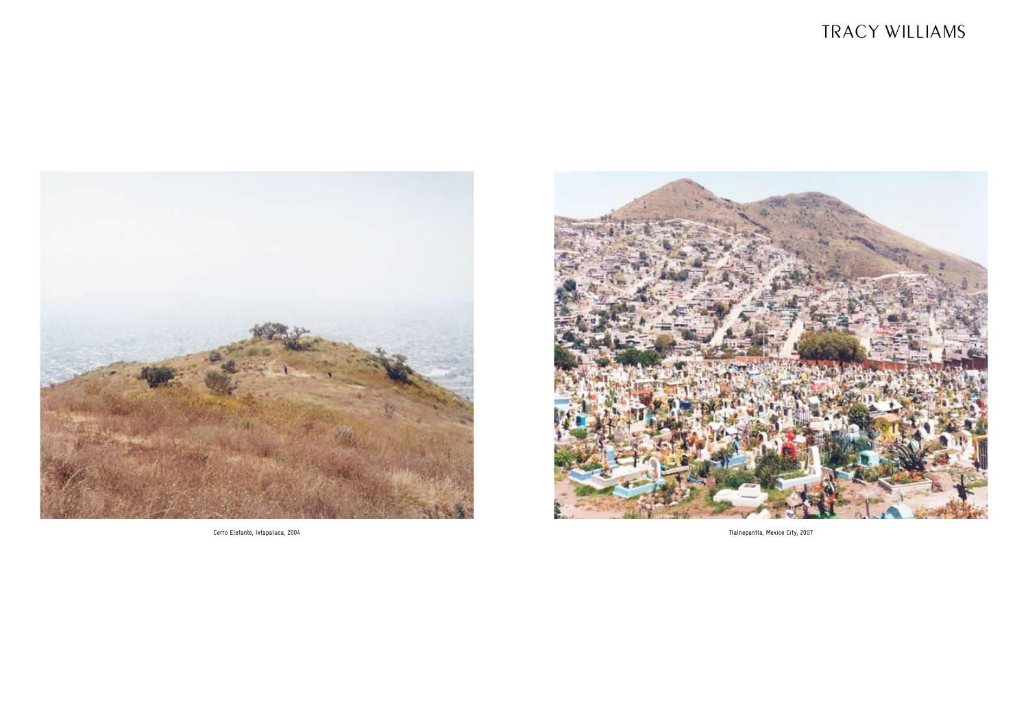Cerro Elefante, Ixtapaluca, 2004

Tlalnepantla, Mexico City, 2007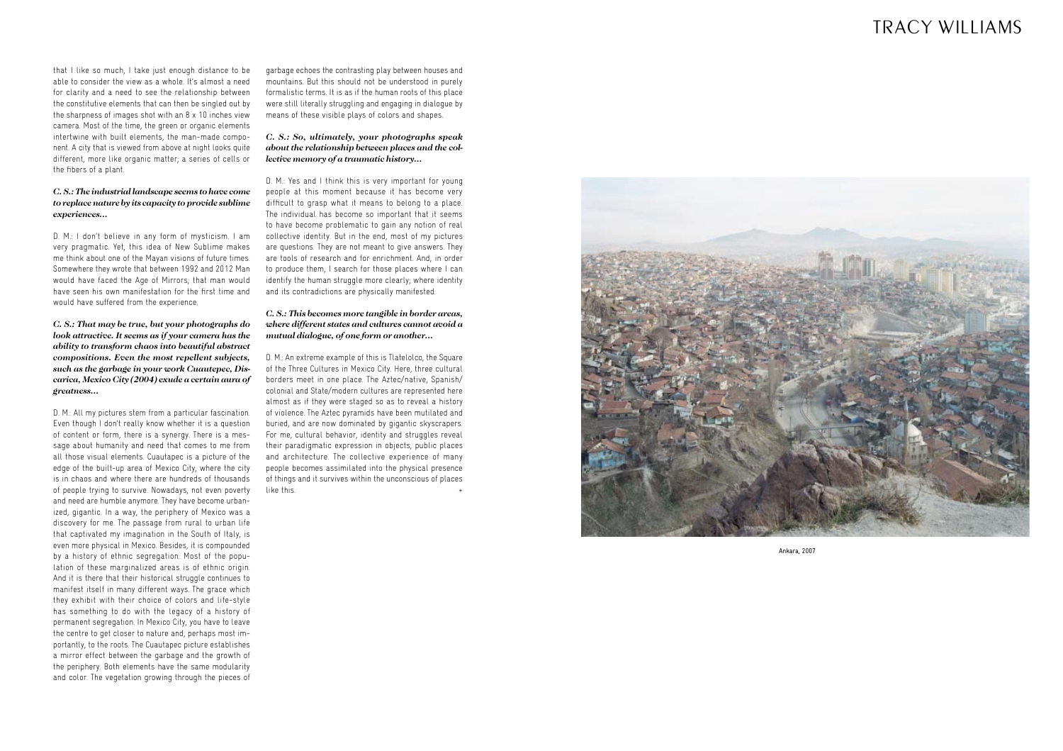that I like so much, I take just enough distance to be able to consider the view as a whole. It's almost a need for clarity and a need to see the relationship between the constitutive elements that can then be singled out by the sharpness of images shot with an 8 x 10 inches view camera. Most of the time, the green or organic elements intertwine with built elements, the man-made component. A city that is viewed from above at night looks quite different, more like organic matter; a series of cells or the fibers of a plant.

***C. S.: The industrial landscape seems to have come to replace nature by its capacity to provide sublime experiences…***

D. M.: I don't believe in any form of mysticism. I am very pragmatic. Yet, this idea of New Sublime makes me think about one of the Mayan visions of future times. Somewhere they wrote that between 1992 and 2012 Man would have faced the Age of Mirrors; that man would have seen his own manifestation for the first time and would have suffered from the experience.

***C. S.: That may be true, but your photographs do look attractive. It seems as if your camera has the ability to transform chaos into beautiful abstract compositions. Even the most repellent subjects, such as the garbage in your work Cuautepec, Discarica, Mexico City (2004) exude a certain aura of greatness…***

D. M.: All my pictures stem from a particular fascination. Even though I don't really know whether it is a question of content or form, there is a synergy. There is a message about humanity and need that comes to me from all those visual elements. Cuautapec is a picture of the edge of the built-up area of Mexico City, where the city is in chaos and where there are hundreds of thousands of people trying to survive. Nowadays, not even poverty and need are humble anymore. They have become urbanized, gigantic. In a way, the periphery of Mexico was a discovery for me. The passage from rural to urban life that captivated my imagination in the South of Italy, is even more physical in Mexico. Besides, it is compounded by a history of ethnic segregation. Most of the population of these marginalized areas is of ethnic origin. And it is there that their historical struggle continues to manifest itself in many different ways. The grace which they exhibit with their choice of colors and life-style has something to do with the legacy of a history of permanent segregation. In Mexico City, you have to leave the centre to get closer to nature and, perhaps most importantly, to the roots. The Cuautapec picture establishes a mirror effect between the garbage and the growth of the periphery. Both elements have the same modularity and color. The vegetation growing through the pieces of garbage echoes the contrasting play between houses and mountains. But this should not be understood in purely formalistic terms. It is as if the human roots of this place were still literally struggling and engaging in dialogue by means of these visible plays of colors and shapes.

***C. S.: So, ultimately, your photographs speak about the relationship between places and the collective memory of a traumatic history…***

D. M.: Yes and I think this is very important for young people at this moment because it has become very difficult to grasp what it means to belong to a place. The individual has become so important that it seems to have become problematic to gain any notion of real collective identity. But in the end, most of my pictures are questions. They are not meant to give answers. They are tools of research and for enrichment. And, in order to produce them, I search for those places where I can identify the human struggle more clearly; where identity and its contradictions are physically manifested.

***C. S.: This becomes more tangible in border areas, where different states and cultures cannot avoid a mutual dialogue, of one form or another…***

D. M.: An extreme example of this is Tlatelolco, the Square of the Three Cultures in Mexico City. Here, three cultural borders meet in one place. The Aztec/native, Spanish/colonial and State/modern cultures are represented here almost as if they were staged so as to reveal a history of violence. The Aztec pyramids have been mutilated and buried, and are now dominated by gigantic skyscrapers. For me, cultural behavior, identity and struggles reveal their paradigmatic expression in objects, public places and architecture. The collective experience of many people becomes assimilated into the physical presence of things and it survives within the unconscious of places like this. +

Ankara, 2007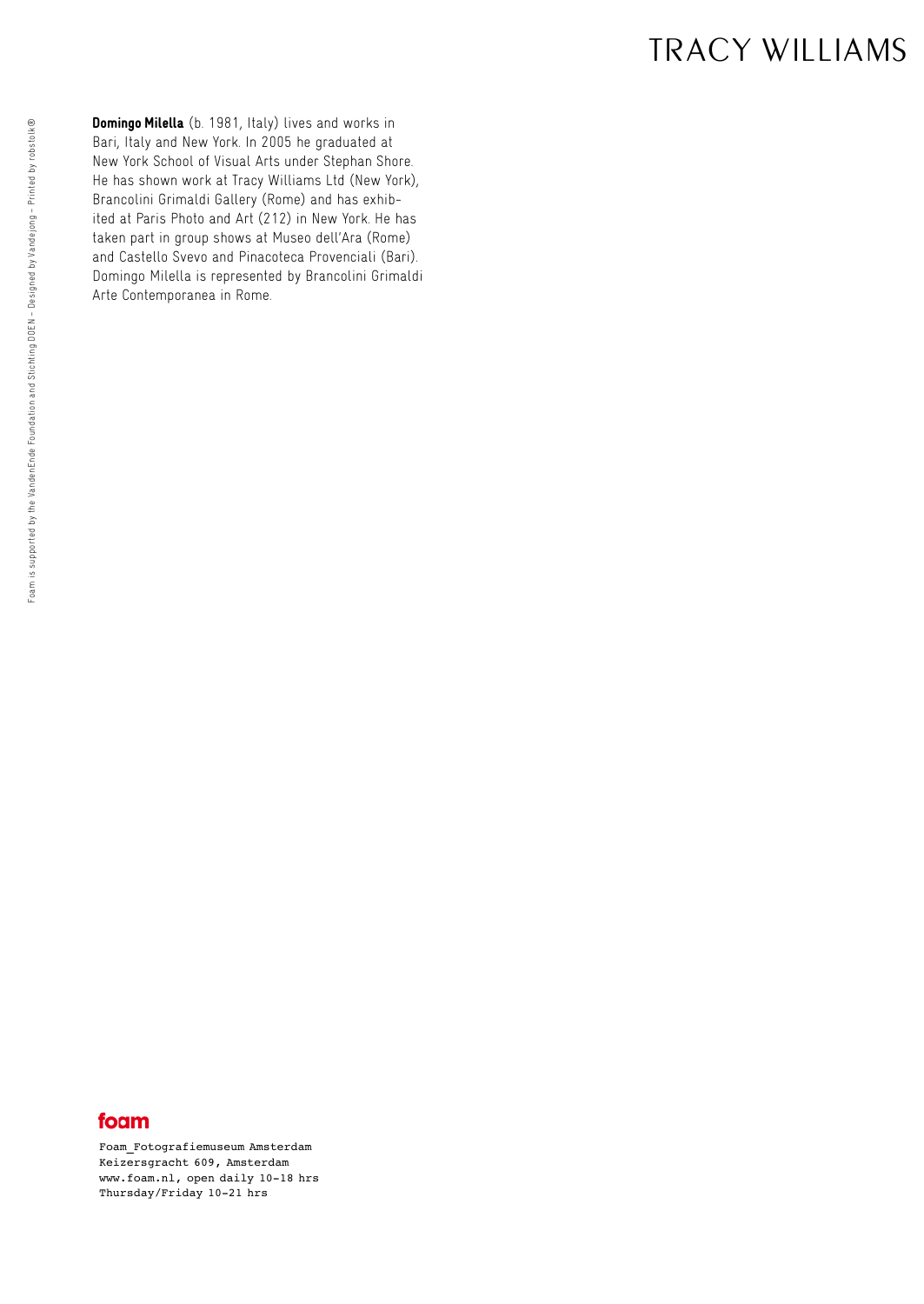TRACY WILLIAMS

**Domingo Milella** (b. 1981, Italy) lives and works in Bari, Italy and New York. In 2005 he graduated at New York School of Visual Arts under Stephan Shore. He has shown work at Tracy Williams Ltd (New York), Brancolini Grimaldi Gallery (Rome) and has exhibited at Paris Photo and Art (212) in New York. He has taken part in group shows at Museo dell'Ara (Rome) and Castello Svevo and Pinacoteca Provenciali (Bari). Domingo Milella is represented by Brancolini Grimaldi Arte Contemporanea in Rome.

Foam is supported by the VandenEnde Foundation and Stichting DOEN – Designed by Vandejong – Printed by robstolk®

foam

Foam_Fotografiemuseum Amsterdam
Keizersgracht 609, Amsterdam
www.foam.nl, open daily 10-18 hrs
Thursday/Friday 10-21 hrs